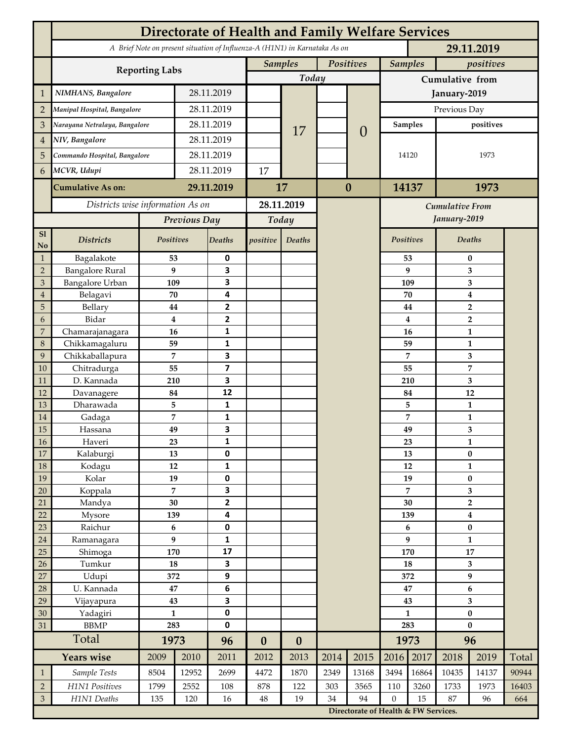# Directorate of Health and Family Welfare Services

*A Brief Note on present situation of Influenza-A (H1N1) in Karnataka As on* **29.11.2019**

| | Reporting Labs | | Samples Today | | Positives Today | | Samples (Cumulative from January-2019) | positives (Cumulative from January-2019) |
|---|---|---|---|---|---|---|---|---|
| | | | | | | | Previous Day | |
| | | | | | | | Samples | positives |
| 1 | *NIMHANS, Bangalore* | 28.11.2019 | | 17 | | 0 | 14120 | 1973 |
| 2 | *Manipal Hospital, Bangalore* | 28.11.2019 | | | | | | |
| 3 | *Narayana Netralaya, Bangalore* | 28.11.2019 | | | | | | |
| 4 | *NIV, Bangalore* | 28.11.2019 | | | | | | |
| 5 | *Commando Hospital, Bangalore* | 28.11.2019 | | | | | | |
| 6 | *MCVR, Udupi* | 28.11.2019 | 17 | | | | | |
| | **Cumulative As on:** | **29.11.2019** | **17** | | **0** | | **14137** | **1973** |

*Districts wise information As on* **28.11.2019**

| Sl No | Districts | Previous Day Positives | Previous Day Deaths | Today positive | Today Deaths | Cumulative From January-2019 Positives | Cumulative From January-2019 Deaths |
|---|---|---|---|---|---|---|---|
| 1 | Bagalakote | 53 | 0 | | | 53 | 0 |
| 2 | Bangalore Rural | 9 | 3 | | | 9 | 3 |
| 3 | Bangalore Urban | 109 | 3 | | | 109 | 3 |
| 4 | Belagavi | 70 | 4 | | | 70 | 4 |
| 5 | Bellary | 44 | 2 | | | 44 | 2 |
| 6 | Bidar | 4 | 2 | | | 4 | 2 |
| 7 | Chamarajanagara | 16 | 1 | | | 16 | 1 |
| 8 | Chikkamagaluru | 59 | 1 | | | 59 | 1 |
| 9 | Chikkaballapura | 7 | 3 | | | 7 | 3 |
| 10 | Chitradurga | 55 | 7 | | | 55 | 7 |
| 11 | D. Kannada | 210 | 3 | | | 210 | 3 |
| 12 | Davanagere | 84 | 12 | | | 84 | 12 |
| 13 | Dharawada | 5 | 1 | | | 5 | 1 |
| 14 | Gadaga | 7 | 1 | | | 7 | 1 |
| 15 | Hassana | 49 | 3 | | | 49 | 3 |
| 16 | Haveri | 23 | 1 | | | 23 | 1 |
| 17 | Kalaburgi | 13 | 0 | | | 13 | 0 |
| 18 | Kodagu | 12 | 1 | | | 12 | 1 |
| 19 | Kolar | 19 | 0 | | | 19 | 0 |
| 20 | Koppala | 7 | 3 | | | 7 | 3 |
| 21 | Mandya | 30 | 2 | | | 30 | 2 |
| 22 | Mysore | 139 | 4 | | | 139 | 4 |
| 23 | Raichur | 6 | 0 | | | 6 | 0 |
| 24 | Ramanagara | 9 | 1 | | | 9 | 1 |
| 25 | Shimoga | 170 | 17 | | | 170 | 17 |
| 26 | Tumkur | 18 | 3 | | | 18 | 3 |
| 27 | Udupi | 372 | 9 | | | 372 | 9 |
| 28 | U. Kannada | 47 | 6 | | | 47 | 6 |
| 29 | Vijayapura | 43 | 3 | | | 43 | 3 |
| 30 | Yadagiri | 1 | 0 | | | 1 | 0 |
| 31 | BBMP | 283 | 0 | | | 283 | 0 |
| | **Total** | **1973** | **96** | **0** | **0** | **1973** | **96** |

| | Years wise | 2009 | 2010 | 2011 | 2012 | 2013 | 2014 | 2015 | 2016 | 2017 | 2018 | 2019 | Total |
|---|---|---|---|---|---|---|---|---|---|---|---|---|---|
| 1 | *Sample Tests* | 8504 | 12952 | 2699 | 4472 | 1870 | 2349 | 13168 | 3494 | 16864 | 10435 | 14137 | 90944 |
| 2 | *H1N1 Positives* | 1799 | 2552 | 108 | 878 | 122 | 303 | 3565 | 110 | 3260 | 1733 | 1973 | 16403 |
| 3 | *H1N1 Deaths* | 135 | 120 | 16 | 48 | 19 | 34 | 94 | 0 | 15 | 87 | 96 | 664 |

**Directorate of Health & FW Services.**